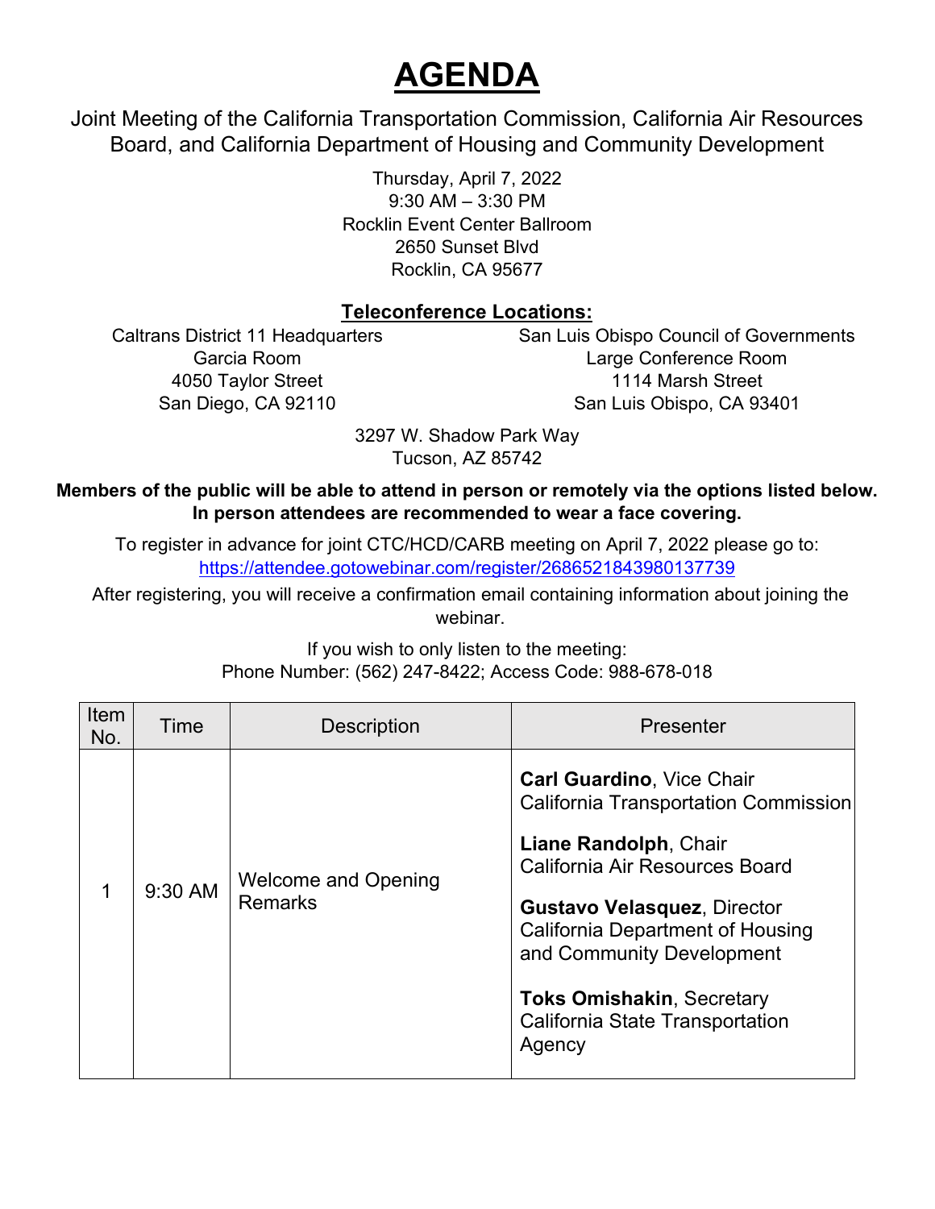# AGENDA

Joint Meeting of the California Transportation Commission, California Air Resources Board, and California Department of Housing and Community Development

Thursday, April 7, 2022
9:30 AM – 3:30 PM
Rocklin Event Center Ballroom
2650 Sunset Blvd
Rocklin, CA 95677

## Teleconference Locations:

Caltrans District 11 Headquarters
Garcia Room
4050 Taylor Street
San Diego, CA 92110

San Luis Obispo Council of Governments
Large Conference Room
1114 Marsh Street
San Luis Obispo, CA 93401

3297 W. Shadow Park Way
Tucson, AZ 85742

**Members of the public will be able to attend in person or remotely via the options listed below. In person attendees are recommended to wear a face covering.**

To register in advance for joint CTC/HCD/CARB meeting on April 7, 2022 please go to: https://attendee.gotowebinar.com/register/2686521843980137739

After registering, you will receive a confirmation email containing information about joining the webinar.

If you wish to only listen to the meeting:
Phone Number: (562) 247-8422; Access Code: 988-678-018

| Item No. | Time | Description | Presenter |
|---|---|---|---|
| 1 | 9:30 AM | Welcome and Opening Remarks | **Carl Guardino**, Vice Chair California Transportation Commission<br><br>**Liane Randolph**, Chair California Air Resources Board<br><br>**Gustavo Velasquez**, Director California Department of Housing and Community Development<br><br>**Toks Omishakin**, Secretary California State Transportation Agency |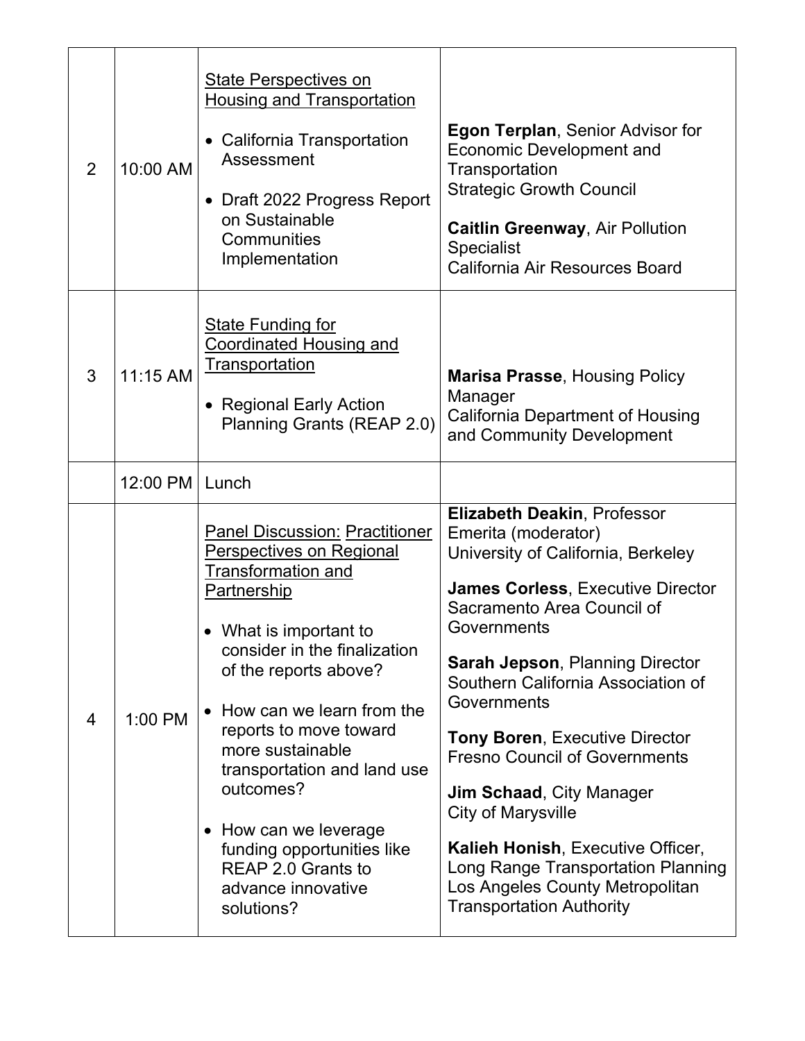| 2 | 10:00 AM | State Perspectives on Housing and Transportation<br><br>• California Transportation Assessment<br><br>• Draft 2022 Progress Report on Sustainable Communities Implementation | **Egon Terplan**, Senior Advisor for Economic Development and Transportation<br>Strategic Growth Council<br><br>**Caitlin Greenway**, Air Pollution Specialist<br>California Air Resources Board |
|---|---|---|---|
| 3 | 11:15 AM | State Funding for Coordinated Housing and Transportation<br><br>• Regional Early Action Planning Grants (REAP 2.0) | **Marisa Prasse**, Housing Policy Manager<br>California Department of Housing and Community Development |
| | 12:00 PM | Lunch | |
| 4 | 1:00 PM | Panel Discussion: Practitioner Perspectives on Regional Transformation and Partnership<br><br>• What is important to consider in the finalization of the reports above?<br><br>• How can we learn from the reports to move toward more sustainable transportation and land use outcomes?<br><br>• How can we leverage funding opportunities like REAP 2.0 Grants to advance innovative solutions? | **Elizabeth Deakin**, Professor Emerita (moderator)<br>University of California, Berkeley<br><br>**James Corless**, Executive Director<br>Sacramento Area Council of Governments<br><br>**Sarah Jepson**, Planning Director<br>Southern California Association of Governments<br><br>**Tony Boren**, Executive Director<br>Fresno Council of Governments<br><br>**Jim Schaad**, City Manager<br>City of Marysville<br><br>**Kalieh Honish**, Executive Officer, Long Range Transportation Planning<br>Los Angeles County Metropolitan Transportation Authority |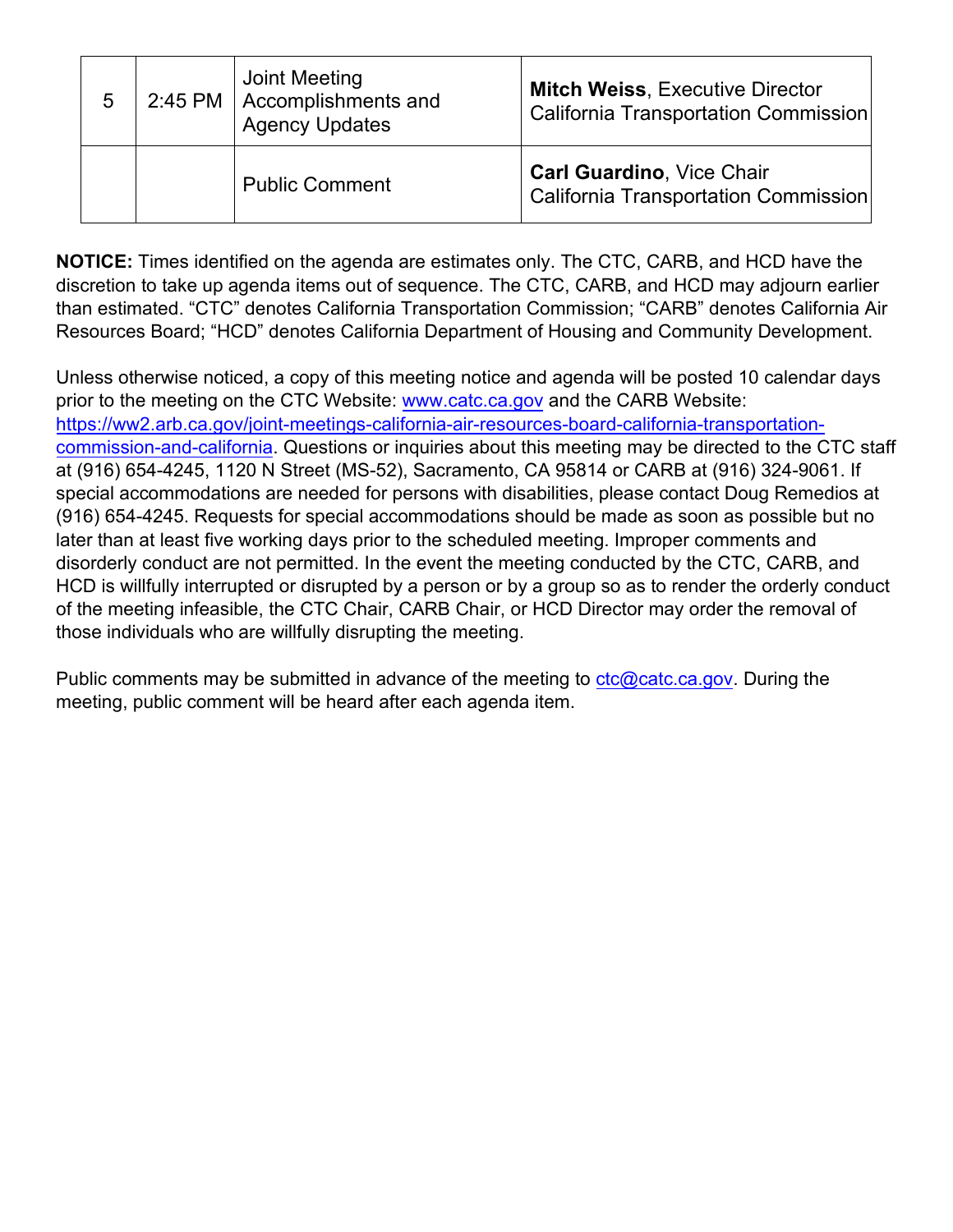| | | | |
|---|---|---|---|
| 5 | 2:45 PM | Joint Meeting Accomplishments and Agency Updates | **Mitch Weiss**, Executive Director California Transportation Commission |
| | | Public Comment | **Carl Guardino**, Vice Chair California Transportation Commission |

**NOTICE:** Times identified on the agenda are estimates only. The CTC, CARB, and HCD have the discretion to take up agenda items out of sequence. The CTC, CARB, and HCD may adjourn earlier than estimated. “CTC” denotes California Transportation Commission; “CARB” denotes California Air Resources Board; “HCD” denotes California Department of Housing and Community Development.

Unless otherwise noticed, a copy of this meeting notice and agenda will be posted 10 calendar days prior to the meeting on the CTC Website: [www.catc.ca.gov](http://www.catc.ca.gov) and the CARB Website: [https://ww2.arb.ca.gov/joint-meetings-california-air-resources-board-california-transportation-commission-and-california](https://ww2.arb.ca.gov/joint-meetings-california-air-resources-board-california-transportation-commission-and-california). Questions or inquiries about this meeting may be directed to the CTC staff at (916) 654-4245, 1120 N Street (MS-52), Sacramento, CA 95814 or CARB at (916) 324-9061. If special accommodations are needed for persons with disabilities, please contact Doug Remedios at (916) 654-4245. Requests for special accommodations should be made as soon as possible but no later than at least five working days prior to the scheduled meeting. Improper comments and disorderly conduct are not permitted. In the event the meeting conducted by the CTC, CARB, and HCD is willfully interrupted or disrupted by a person or by a group so as to render the orderly conduct of the meeting infeasible, the CTC Chair, CARB Chair, or HCD Director may order the removal of those individuals who are willfully disrupting the meeting.

Public comments may be submitted in advance of the meeting to [ctc@catc.ca.gov](mailto:ctc@catc.ca.gov). During the meeting, public comment will be heard after each agenda item.